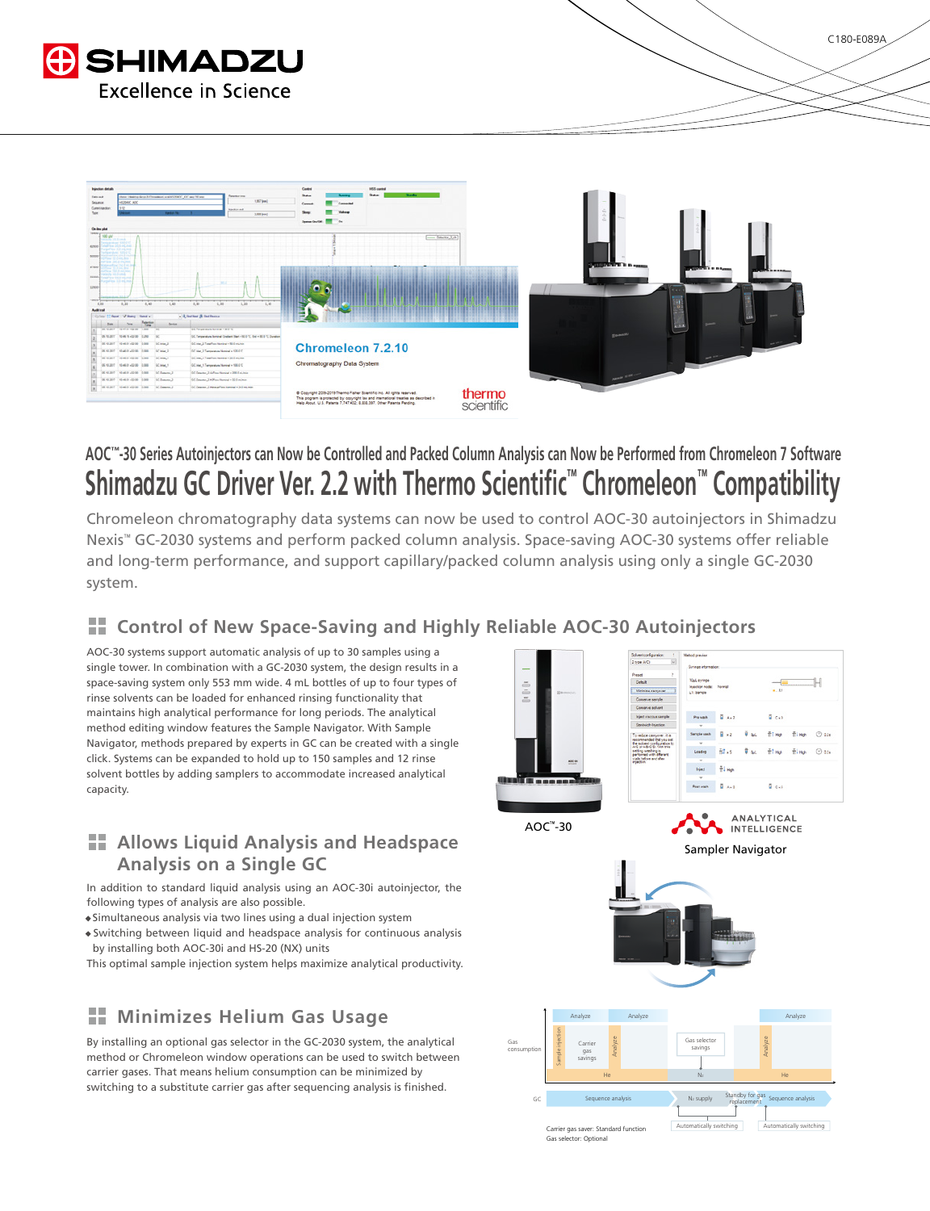# SHIMADZU
Excellence in Science

C180-E089A

AOC™-30 Series Autoinjectors can Now be Controlled and Packed Column Analysis can Now be Performed from Chromeleon 7 Software

# Shimadzu GC Driver Ver. 2.2 with Thermo Scientific™ Chromeleon™ Compatibility

Chromeleon chromatography data systems can now be used to control AOC-30 autoinjectors in Shimadzu Nexis™ GC-2030 systems and perform packed column analysis. Space-saving AOC-30 systems offer reliable and long-term performance, and support capillary/packed column analysis using only a single GC-2030 system.

## Control of New Space-Saving and Highly Reliable AOC-30 Autoinjectors

AOC-30 systems support automatic analysis of up to 30 samples using a single tower. In combination with a GC-2030 system, the design results in a space-saving system only 553 mm wide. 4 mL bottles of up to four types of rinse solvents can be loaded for enhanced rinsing functionality that maintains high analytical performance for long periods. The analytical method editing window features the Sample Navigator. With Sample Navigator, methods prepared by experts in GC can be created with a single click. Systems can be expanded to hold up to 150 samples and 12 rinse solvent bottles by adding samplers to accommodate increased analytical capacity.

AOC™-30

ANALYTICAL INTELLIGENCE

Sampler Navigator

## Allows Liquid Analysis and Headspace Analysis on a Single GC

In addition to standard liquid analysis using an AOC-30i autoinjector, the following types of analysis are also possible.

- Simultaneous analysis via two lines using a dual injection system
- Switching between liquid and headspace analysis for continuous analysis by installing both AOC-30i and HS-20 (NX) units

This optimal sample injection system helps maximize analytical productivity.

## Minimizes Helium Gas Usage

By installing an optional gas selector in the GC-2030 system, the analytical method or Chromeleon window operations can be used to switch between carrier gases. That means helium consumption can be minimized by switching to a substitute carrier gas after sequencing analysis is finished.

Gas consumption | Sample injection | Analyze | Carrier gas savings | Analyze | Gas selector savings | Analyze | Analyze
He | $N_2$ | He

GC | Sequence analysis | $N_2$ supply | Standby for gas replacement | Sequence analysis
Automatically switching | Automatically switching

Carrier gas saver: Standard function
Gas selector: Optional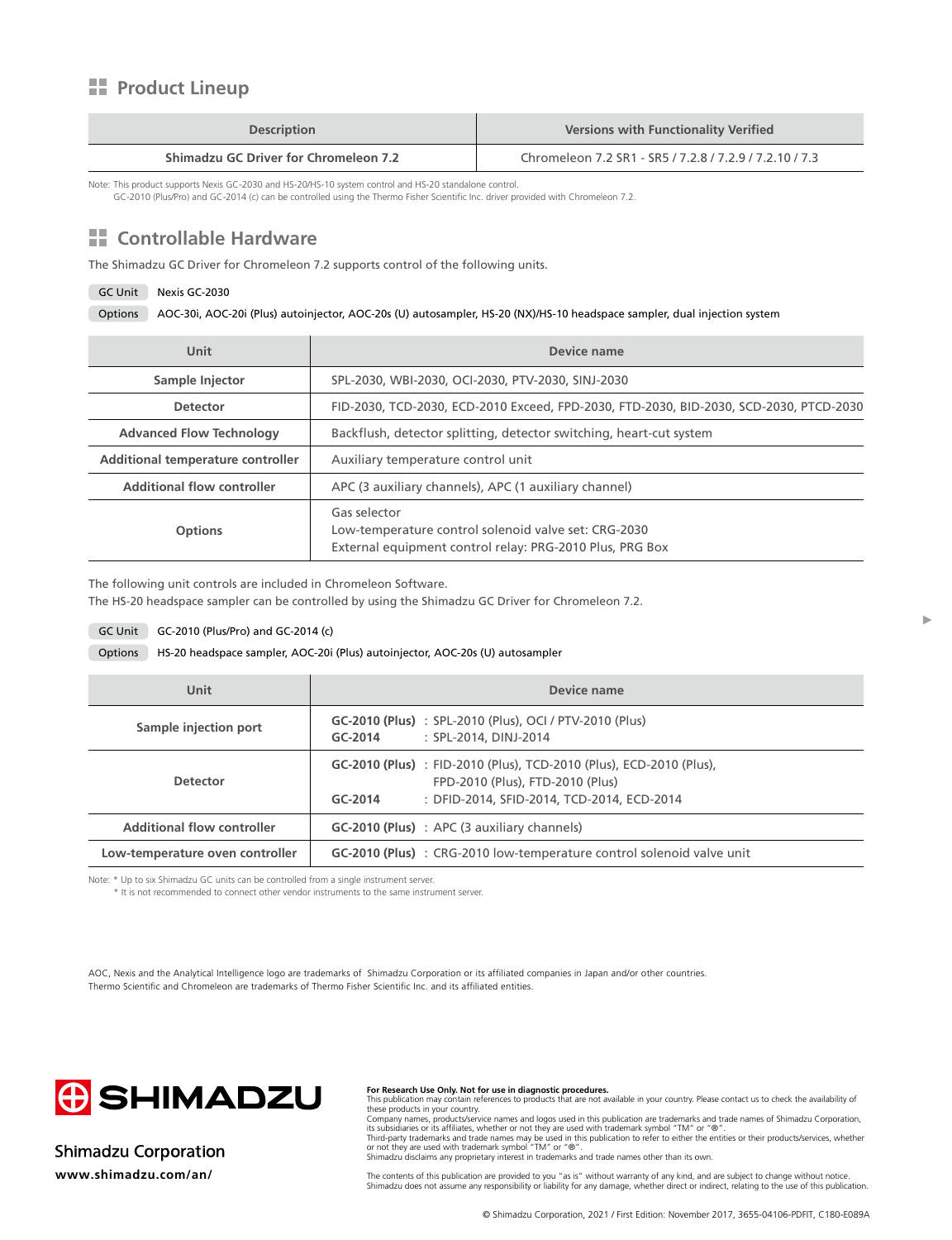## Product Lineup

| Description | Versions with Functionality Verified |
|---|---|
| Shimadzu GC Driver for Chromeleon 7.2 | Chromeleon 7.2 SR1 - SR5 / 7.2.8 / 7.2.9 / 7.2.10 / 7.3 |

Note: This product supports Nexis GC-2030 and HS-20/HS-10 system control and HS-20 standalone control.
GC-2010 (Plus/Pro) and GC-2014 (c) can be controlled using the Thermo Fisher Scientific Inc. driver provided with Chromeleon 7.2.

## Controllable Hardware

The Shimadzu GC Driver for Chromeleon 7.2 supports control of the following units.

**GC Unit** Nexis GC-2030

**Options** AOC-30i, AOC-20i (Plus) autoinjector, AOC-20s (U) autosampler, HS-20 (NX)/HS-10 headspace sampler, dual injection system

| Unit | Device name |
|---|---|
| Sample Injector | SPL-2030, WBI-2030, OCI-2030, PTV-2030, SINJ-2030 |
| Detector | FID-2030, TCD-2030, ECD-2010 Exceed, FPD-2030, FTD-2030, BID-2030, SCD-2030, PTCD-2030 |
| Advanced Flow Technology | Backflush, detector splitting, detector switching, heart-cut system |
| Additional temperature controller | Auxiliary temperature control unit |
| Additional flow controller | APC (3 auxiliary channels), APC (1 auxiliary channel) |
| Options | Gas selector<br>Low-temperature control solenoid valve set: CRG-2030<br>External equipment control relay: PRG-2010 Plus, PRG Box |

The following unit controls are included in Chromeleon Software.
The HS-20 headspace sampler can be controlled by using the Shimadzu GC Driver for Chromeleon 7.2.

**GC Unit** GC-2010 (Plus/Pro) and GC-2014 (c)

**Options** HS-20 headspace sampler, AOC-20i (Plus) autoinjector, AOC-20s (U) autosampler

| Unit | Device name |
|---|---|
| Sample injection port | **GC-2010 (Plus)** : SPL-2010 (Plus), OCI / PTV-2010 (Plus)<br>**GC-2014** : SPL-2014, DINJ-2014 |
| Detector | **GC-2010 (Plus)** : FID-2010 (Plus), TCD-2010 (Plus), ECD-2010 (Plus), FPD-2010 (Plus), FTD-2010 (Plus)<br>**GC-2014** : DFID-2014, SFID-2014, TCD-2014, ECD-2014 |
| Additional flow controller | **GC-2010 (Plus)** : APC (3 auxiliary channels) |
| Low-temperature oven controller | **GC-2010 (Plus)** : CRG-2010 low-temperature control solenoid valve unit |

Note: * Up to six Shimadzu GC units can be controlled from a single instrument server.
* It is not recommended to connect other vendor instruments to the same instrument server.

AOC, Nexis and the Analytical Intelligence logo are trademarks of Shimadzu Corporation or its affiliated companies in Japan and/or other countries.
Thermo Scientific and Chromeleon are trademarks of Thermo Fisher Scientific Inc. and its affiliated entities.

SHIMADZU

Shimadzu Corporation
www.shimadzu.com/an/

**For Research Use Only. Not for use in diagnostic procedures.**
This publication may contain references to products that are not available in your country. Please contact us to check the availability of these products in your country.
Company names, products/service names and logos used in this publication are trademarks and trade names of Shimadzu Corporation, its subsidiaries or its affiliates, whether or not they are used with trademark symbol "TM" or "®".
Third-party trademarks and trade names may be used in this publication to refer to either the entities or their products/services, whether or not they are used with trademark symbol "TM" or "®".
Shimadzu disclaims any proprietary interest in trademarks and trade names other than its own.

The contents of this publication are provided to you "as is" without warranty of any kind, and are subject to change without notice.
Shimadzu does not assume any responsibility or liability for any damage, whether direct or indirect, relating to the use of this publication.

© Shimadzu Corporation, 2021 / First Edition: November 2017, 3655-04106-PDFIT, C180-E089A